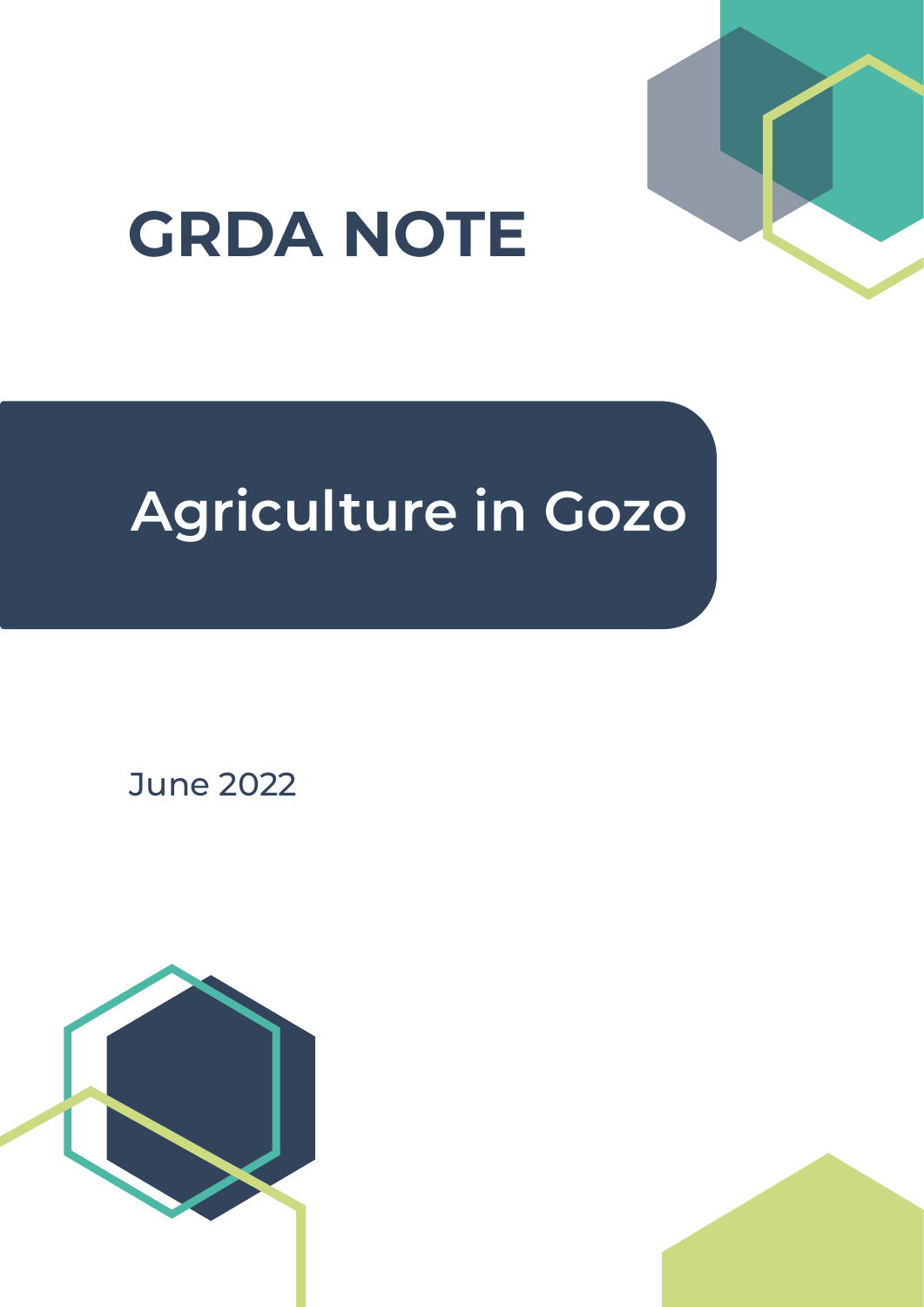# GRDA NOTE

## Agriculture in Gozo

June 2022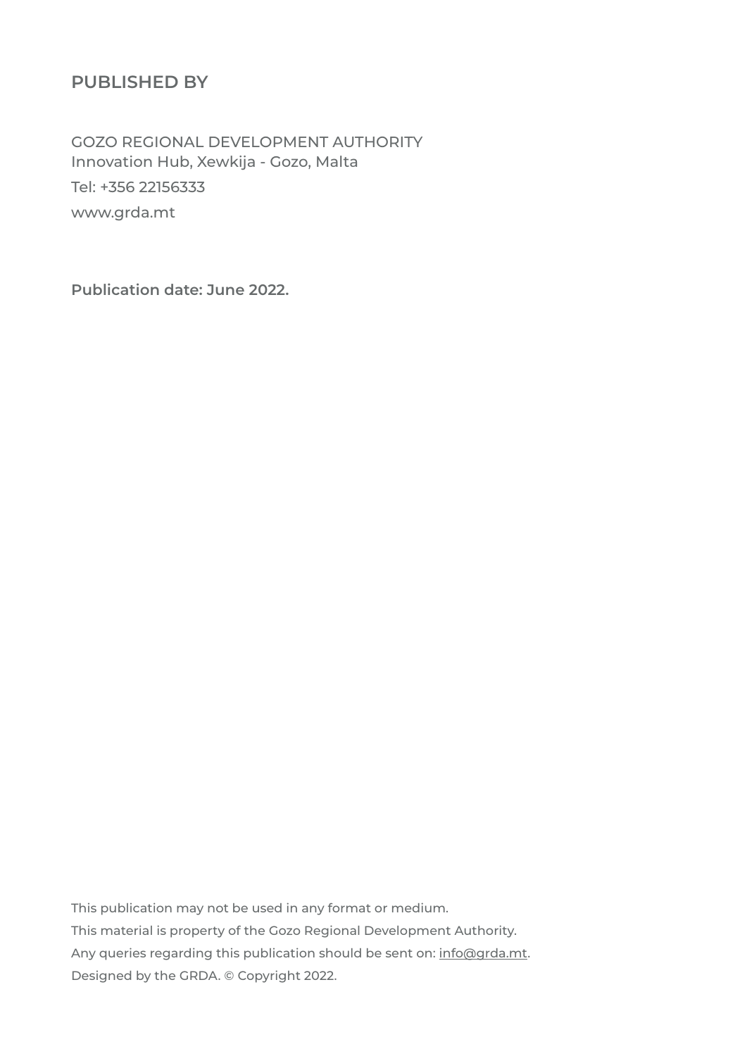## PUBLISHED BY

GOZO REGIONAL DEVELOPMENT AUTHORITY
Innovation Hub, Xewkija - Gozo, Malta
Tel: +356 22156333
www.grda.mt

**Publication date: June 2022.**

This publication may not be used in any format or medium.
This material is property of the Gozo Regional Development Authority.
Any queries regarding this publication should be sent on: info@grda.mt.
Designed by the GRDA. © Copyright 2022.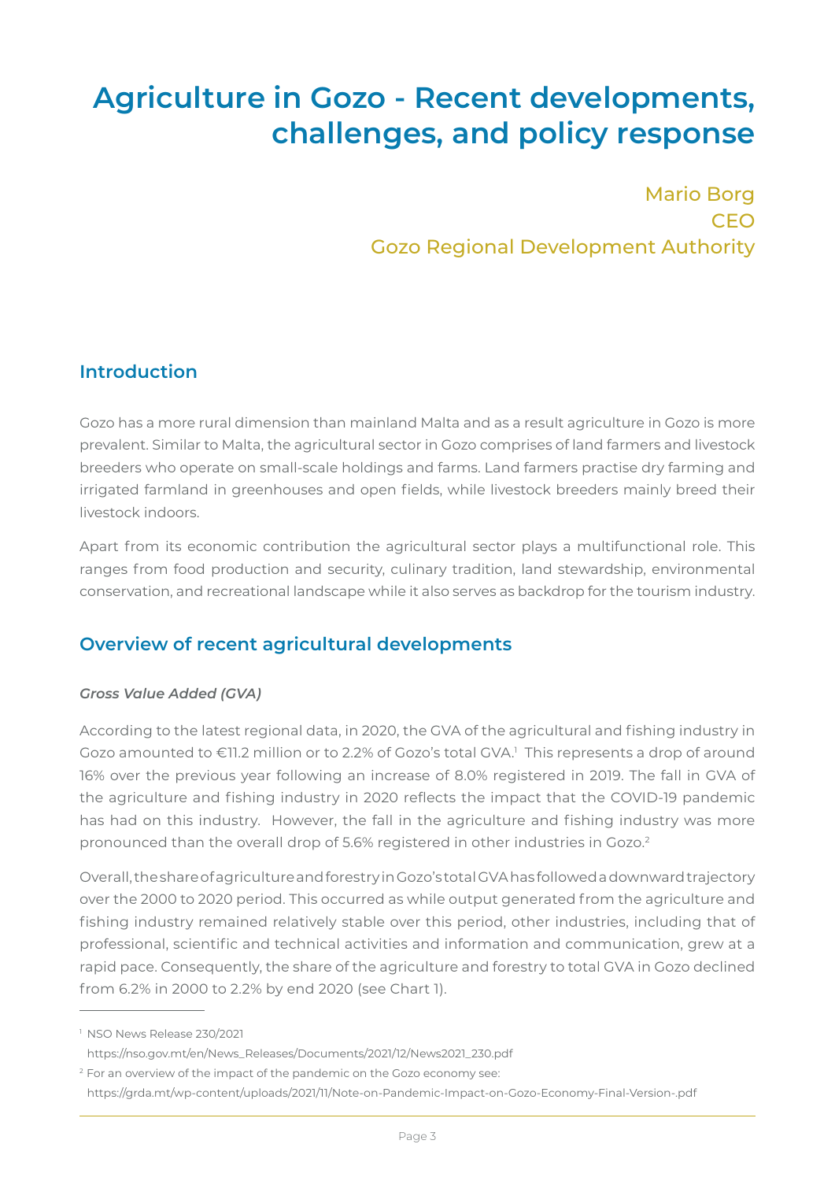# Agriculture in Gozo - Recent developments, challenges, and policy response

Mario Borg
CEO
Gozo Regional Development Authority

## Introduction

Gozo has a more rural dimension than mainland Malta and as a result agriculture in Gozo is more prevalent. Similar to Malta, the agricultural sector in Gozo comprises of land farmers and livestock breeders who operate on small-scale holdings and farms. Land farmers practise dry farming and irrigated farmland in greenhouses and open fields, while livestock breeders mainly breed their livestock indoors.

Apart from its economic contribution the agricultural sector plays a multifunctional role. This ranges from food production and security, culinary tradition, land stewardship, environmental conservation, and recreational landscape while it also serves as backdrop for the tourism industry.

## Overview of recent agricultural developments

***Gross Value Added (GVA)***

According to the latest regional data, in 2020, the GVA of the agricultural and fishing industry in Gozo amounted to €11.2 million or to 2.2% of Gozo's total GVA.[1] This represents a drop of around 16% over the previous year following an increase of 8.0% registered in 2019. The fall in GVA of the agriculture and fishing industry in 2020 reflects the impact that the COVID-19 pandemic has had on this industry. However, the fall in the agriculture and fishing industry was more pronounced than the overall drop of 5.6% registered in other industries in Gozo.[2]

Overall, the share of agriculture and forestry in Gozo's total GVA has followed a downward trajectory over the 2000 to 2020 period. This occurred as while output generated from the agriculture and fishing industry remained relatively stable over this period, other industries, including that of professional, scientific and technical activities and information and communication, grew at a rapid pace. Consequently, the share of the agriculture and forestry to total GVA in Gozo declined from 6.2% in 2000 to 2.2% by end 2020 (see Chart 1).

---

[1] NSO News Release 230/2021
https://nso.gov.mt/en/News_Releases/Documents/2021/12/News2021_230.pdf

[2] For an overview of the impact of the pandemic on the Gozo economy see:
https://grda.mt/wp-content/uploads/2021/11/Note-on-Pandemic-Impact-on-Gozo-Economy-Final-Version-.pdf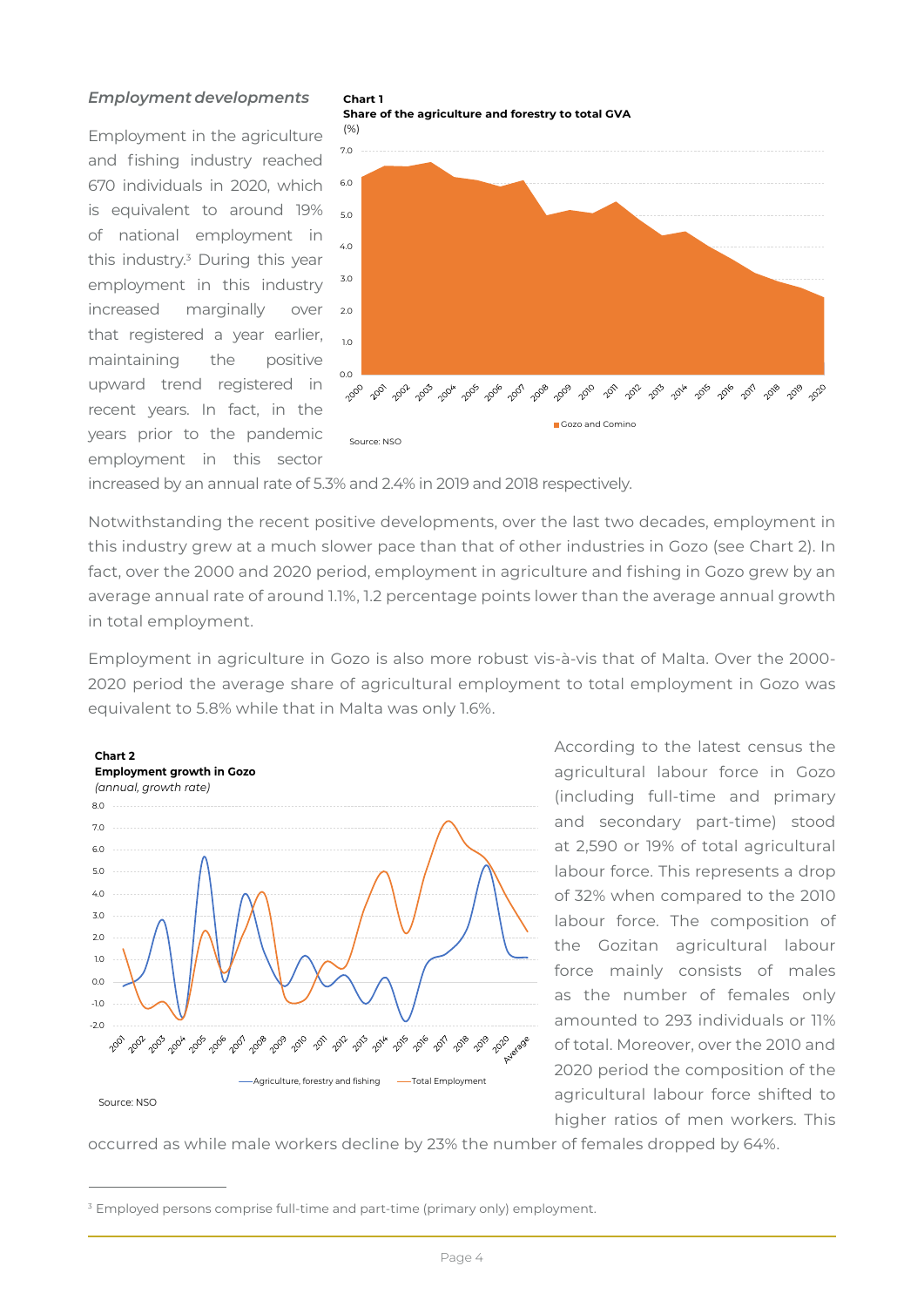*Employment developments*

Employment in the agriculture and fishing industry reached 670 individuals in 2020, which is equivalent to around 19% of national employment in this industry.[3] During this year employment in this industry increased marginally over that registered a year earlier, maintaining the positive upward trend registered in recent years. In fact, in the years prior to the pandemic employment in this sector increased by an annual rate of 5.3% and 2.4% in 2019 and 2018 respectively.

**Chart 1**
**Share of the agriculture and forestry to total GVA**
(%)

Source: NSO

Notwithstanding the recent positive developments, over the last two decades, employment in this industry grew at a much slower pace than that of other industries in Gozo (see Chart 2). In fact, over the 2000 and 2020 period, employment in agriculture and fishing in Gozo grew by an average annual rate of around 1.1%, 1.2 percentage points lower than the average annual growth in total employment.

Employment in agriculture in Gozo is also more robust vis-à-vis that of Malta. Over the 2000-2020 period the average share of agricultural employment to total employment in Gozo was equivalent to 5.8% while that in Malta was only 1.6%.

**Chart 2**
**Employment growth in Gozo**
*(annual, growth rate)*

Source: NSO

According to the latest census the agricultural labour force in Gozo (including full-time and primary and secondary part-time) stood at 2,590 or 19% of total agricultural labour force. This represents a drop of 32% when compared to the 2010 labour force. The composition of the Gozitan agricultural labour force mainly consists of males as the number of females only amounted to 293 individuals or 11% of total. Moreover, over the 2010 and 2020 period the composition of the agricultural labour force shifted to higher ratios of men workers. This occurred as while male workers decline by 23% the number of females dropped by 64%.

---

[3] Employed persons comprise full-time and part-time (primary only) employment.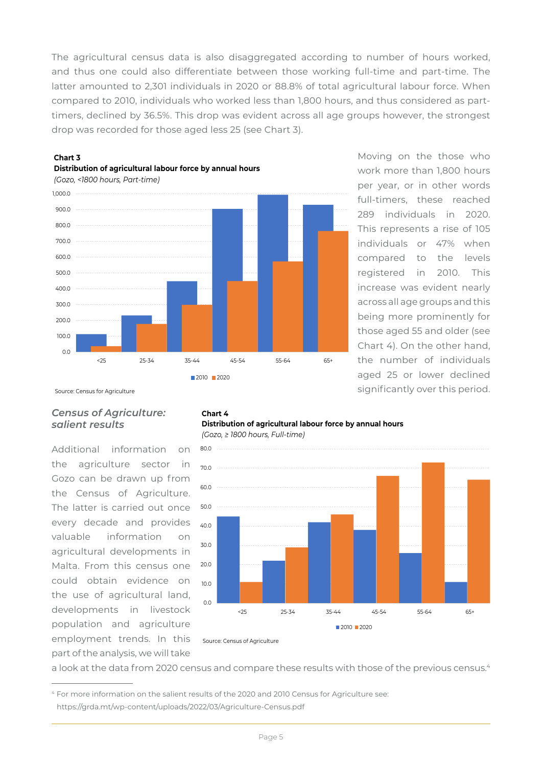The agricultural census data is also disaggregated according to number of hours worked, and thus one could also differentiate between those working full-time and part-time. The latter amounted to 2,301 individuals in 2020 or 88.8% of total agricultural labour force. When compared to 2010, individuals who worked less than 1,800 hours, and thus considered as part-timers, declined by 36.5%. This drop was evident across all age groups however, the strongest drop was recorded for those aged less 25 (see Chart 3).

**Chart 3**
**Distribution of agricultural labour force by annual hours**
*(Gozo, <1800 hours, Part-time)*

Source: Census for Agriculture

Moving on the those who work more than 1,800 hours per year, or in other words full-timers, these reached 289 individuals in 2020. This represents a rise of 105 individuals or 47% when compared to the levels registered in 2010. This increase was evident nearly across all age groups and this being more prominently for those aged 55 and older (see Chart 4). On the other hand, the number of individuals aged 25 or lower declined significantly over this period.

**Chart 4**
**Distribution of agricultural labour force by annual hours**
*(Gozo, ≥ 1800 hours, Full-time)*

Source: Census of Agriculture

### *Census of Agriculture: salient results*

Additional information on the agriculture sector in Gozo can be drawn up from the Census of Agriculture. The latter is carried out once every decade and provides valuable information on agricultural developments in Malta. From this census one could obtain evidence on the use of agricultural land, developments in livestock population and agriculture employment trends. In this part of the analysis, we will take a look at the data from 2020 census and compare these results with those of the previous census.[4]

[4] For more information on the salient results of the 2020 and 2010 Census for Agriculture see: https://grda.mt/wp-content/uploads/2022/03/Agriculture-Census.pdf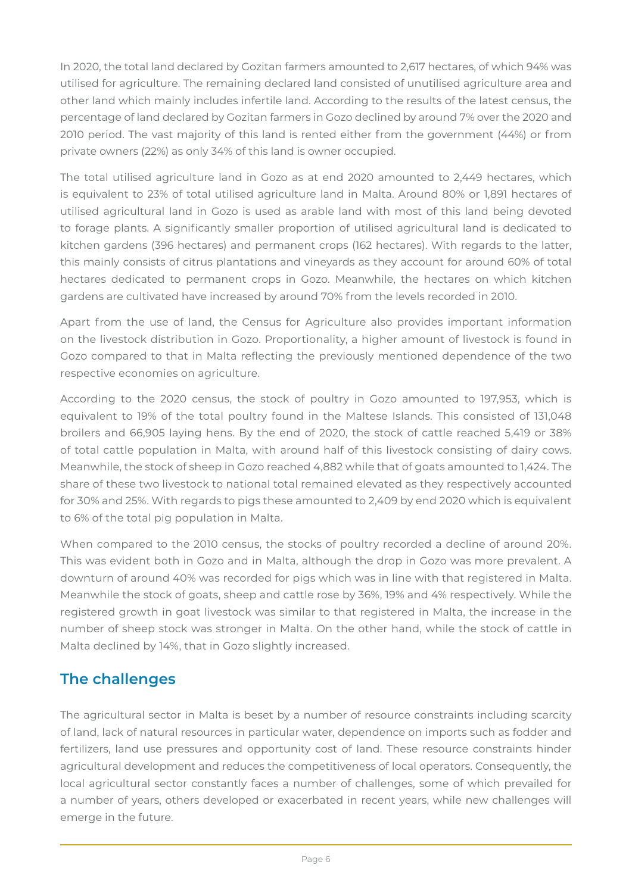In 2020, the total land declared by Gozitan farmers amounted to 2,617 hectares, of which 94% was utilised for agriculture. The remaining declared land consisted of unutilised agriculture area and other land which mainly includes infertile land. According to the results of the latest census, the percentage of land declared by Gozitan farmers in Gozo declined by around 7% over the 2020 and 2010 period. The vast majority of this land is rented either from the government (44%) or from private owners (22%) as only 34% of this land is owner occupied.

The total utilised agriculture land in Gozo as at end 2020 amounted to 2,449 hectares, which is equivalent to 23% of total utilised agriculture land in Malta. Around 80% or 1,891 hectares of utilised agricultural land in Gozo is used as arable land with most of this land being devoted to forage plants. A significantly smaller proportion of utilised agricultural land is dedicated to kitchen gardens (396 hectares) and permanent crops (162 hectares). With regards to the latter, this mainly consists of citrus plantations and vineyards as they account for around 60% of total hectares dedicated to permanent crops in Gozo. Meanwhile, the hectares on which kitchen gardens are cultivated have increased by around 70% from the levels recorded in 2010.

Apart from the use of land, the Census for Agriculture also provides important information on the livestock distribution in Gozo. Proportionality, a higher amount of livestock is found in Gozo compared to that in Malta reflecting the previously mentioned dependence of the two respective economies on agriculture.

According to the 2020 census, the stock of poultry in Gozo amounted to 197,953, which is equivalent to 19% of the total poultry found in the Maltese Islands. This consisted of 131,048 broilers and 66,905 laying hens. By the end of 2020, the stock of cattle reached 5,419 or 38% of total cattle population in Malta, with around half of this livestock consisting of dairy cows. Meanwhile, the stock of sheep in Gozo reached 4,882 while that of goats amounted to 1,424. The share of these two livestock to national total remained elevated as they respectively accounted for 30% and 25%. With regards to pigs these amounted to 2,409 by end 2020 which is equivalent to 6% of the total pig population in Malta.

When compared to the 2010 census, the stocks of poultry recorded a decline of around 20%. This was evident both in Gozo and in Malta, although the drop in Gozo was more prevalent. A downturn of around 40% was recorded for pigs which was in line with that registered in Malta. Meanwhile the stock of goats, sheep and cattle rose by 36%, 19% and 4% respectively. While the registered growth in goat livestock was similar to that registered in Malta, the increase in the number of sheep stock was stronger in Malta. On the other hand, while the stock of cattle in Malta declined by 14%, that in Gozo slightly increased.

## The challenges

The agricultural sector in Malta is beset by a number of resource constraints including scarcity of land, lack of natural resources in particular water, dependence on imports such as fodder and fertilizers, land use pressures and opportunity cost of land. These resource constraints hinder agricultural development and reduces the competitiveness of local operators. Consequently, the local agricultural sector constantly faces a number of challenges, some of which prevailed for a number of years, others developed or exacerbated in recent years, while new challenges will emerge in the future.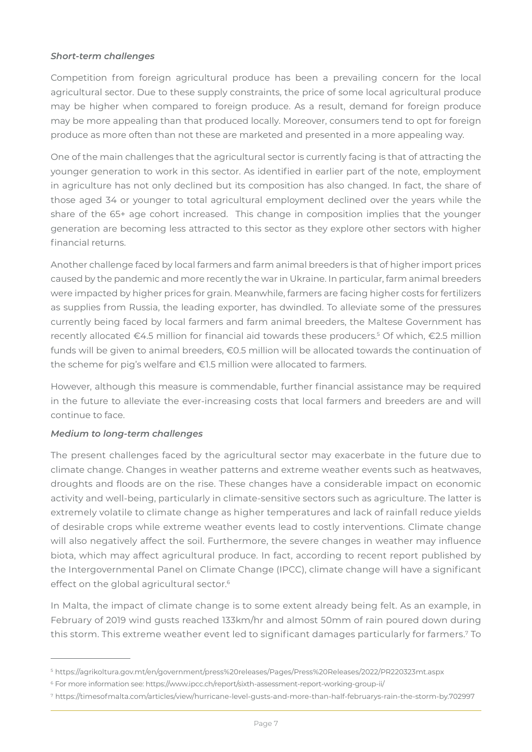*Short-term challenges*

Competition from foreign agricultural produce has been a prevailing concern for the local agricultural sector. Due to these supply constraints, the price of some local agricultural produce may be higher when compared to foreign produce. As a result, demand for foreign produce may be more appealing than that produced locally. Moreover, consumers tend to opt for foreign produce as more often than not these are marketed and presented in a more appealing way.

One of the main challenges that the agricultural sector is currently facing is that of attracting the younger generation to work in this sector. As identified in earlier part of the note, employment in agriculture has not only declined but its composition has also changed. In fact, the share of those aged 34 or younger to total agricultural employment declined over the years while the share of the 65+ age cohort increased. This change in composition implies that the younger generation are becoming less attracted to this sector as they explore other sectors with higher financial returns.

Another challenge faced by local farmers and farm animal breeders is that of higher import prices caused by the pandemic and more recently the war in Ukraine. In particular, farm animal breeders were impacted by higher prices for grain. Meanwhile, farmers are facing higher costs for fertilizers as supplies from Russia, the leading exporter, has dwindled. To alleviate some of the pressures currently being faced by local farmers and farm animal breeders, the Maltese Government has recently allocated €4.5 million for financial aid towards these producers.[5] Of which, €2.5 million funds will be given to animal breeders, €0.5 million will be allocated towards the continuation of the scheme for pig's welfare and €1.5 million were allocated to farmers.

However, although this measure is commendable, further financial assistance may be required in the future to alleviate the ever-increasing costs that local farmers and breeders are and will continue to face.

*Medium to long-term challenges*

The present challenges faced by the agricultural sector may exacerbate in the future due to climate change. Changes in weather patterns and extreme weather events such as heatwaves, droughts and floods are on the rise. These changes have a considerable impact on economic activity and well-being, particularly in climate-sensitive sectors such as agriculture. The latter is extremely volatile to climate change as higher temperatures and lack of rainfall reduce yields of desirable crops while extreme weather events lead to costly interventions. Climate change will also negatively affect the soil. Furthermore, the severe changes in weather may influence biota, which may affect agricultural produce. In fact, according to recent report published by the Intergovernmental Panel on Climate Change (IPCC), climate change will have a significant effect on the global agricultural sector.[6]

In Malta, the impact of climate change is to some extent already being felt. As an example, in February of 2019 wind gusts reached 133km/hr and almost 50mm of rain poured down during this storm. This extreme weather event led to significant damages particularly for farmers.[7] To

---

[5] https://agrikoltura.gov.mt/en/government/press%20releases/Pages/Press%20Releases/2022/PR220323mt.aspx

[6] For more information see: https://www.ipcc.ch/report/sixth-assessment-report-working-group-ii/

[7] https://timesofmalta.com/articles/view/hurricane-level-gusts-and-more-than-half-februarys-rain-the-storm-by.702997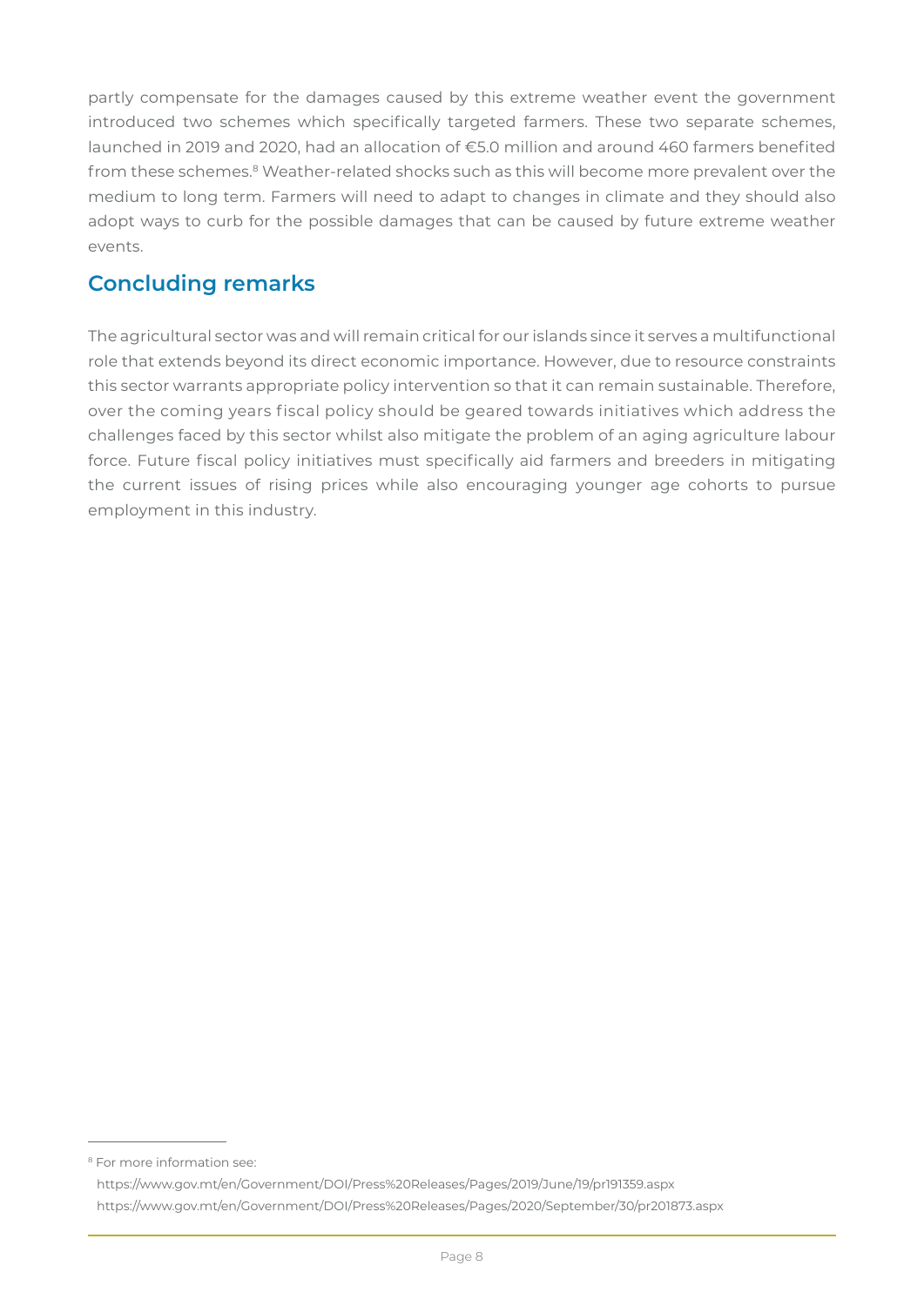partly compensate for the damages caused by this extreme weather event the government introduced two schemes which specifically targeted farmers. These two separate schemes, launched in 2019 and 2020, had an allocation of €5.0 million and around 460 farmers benefited from these schemes.[8] Weather-related shocks such as this will become more prevalent over the medium to long term. Farmers will need to adapt to changes in climate and they should also adopt ways to curb for the possible damages that can be caused by future extreme weather events.

## Concluding remarks

The agricultural sector was and will remain critical for our islands since it serves a multifunctional role that extends beyond its direct economic importance. However, due to resource constraints this sector warrants appropriate policy intervention so that it can remain sustainable. Therefore, over the coming years fiscal policy should be geared towards initiatives which address the challenges faced by this sector whilst also mitigate the problem of an aging agriculture labour force. Future fiscal policy initiatives must specifically aid farmers and breeders in mitigating the current issues of rising prices while also encouraging younger age cohorts to pursue employment in this industry.

---

[8] For more information see:
https://www.gov.mt/en/Government/DOI/Press%20Releases/Pages/2019/June/19/pr191359.aspx
https://www.gov.mt/en/Government/DOI/Press%20Releases/Pages/2020/September/30/pr201873.aspx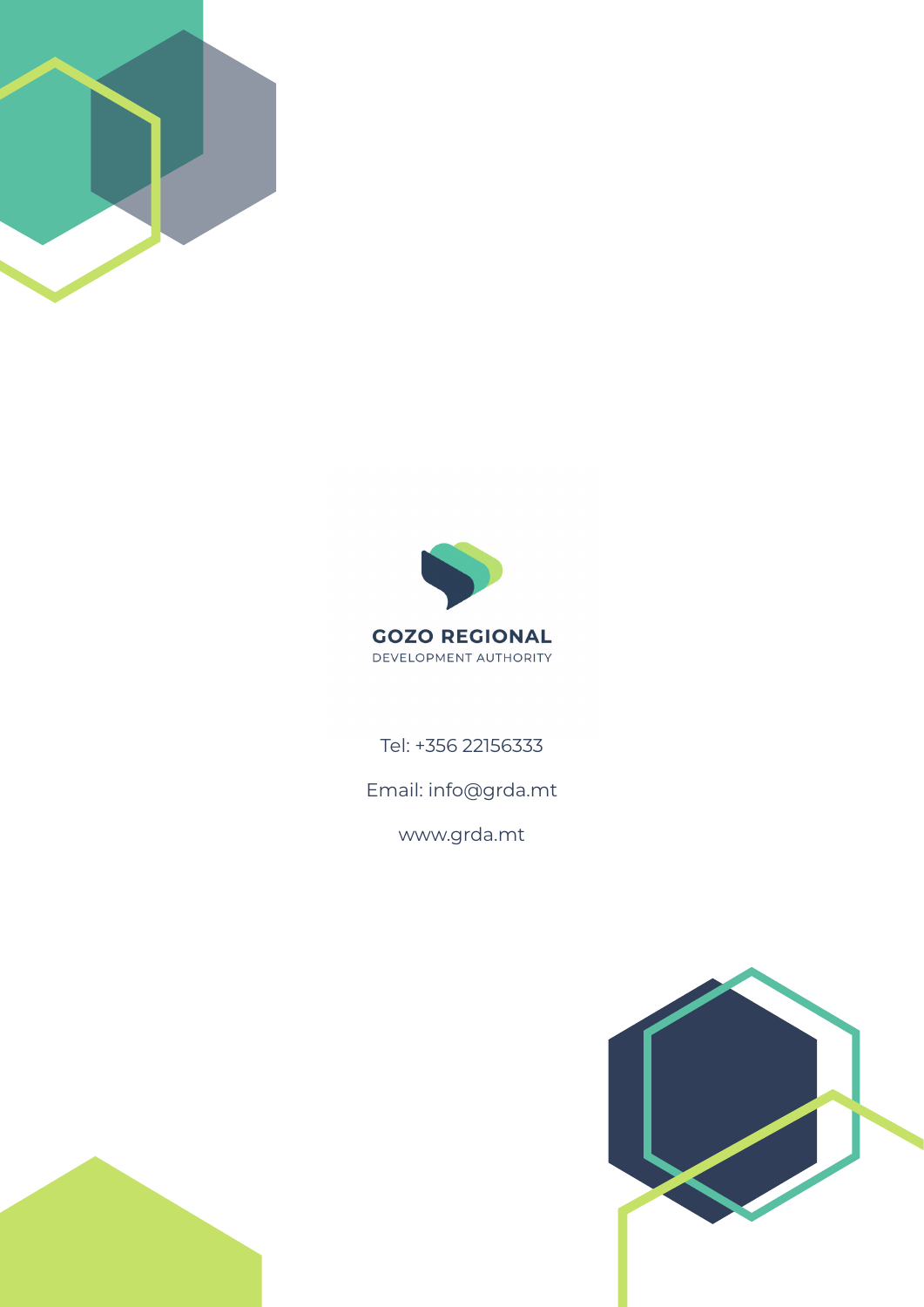GOZO REGIONAL

DEVELOPMENT AUTHORITY

Tel: +356 22156333

Email: info@grda.mt

www.grda.mt